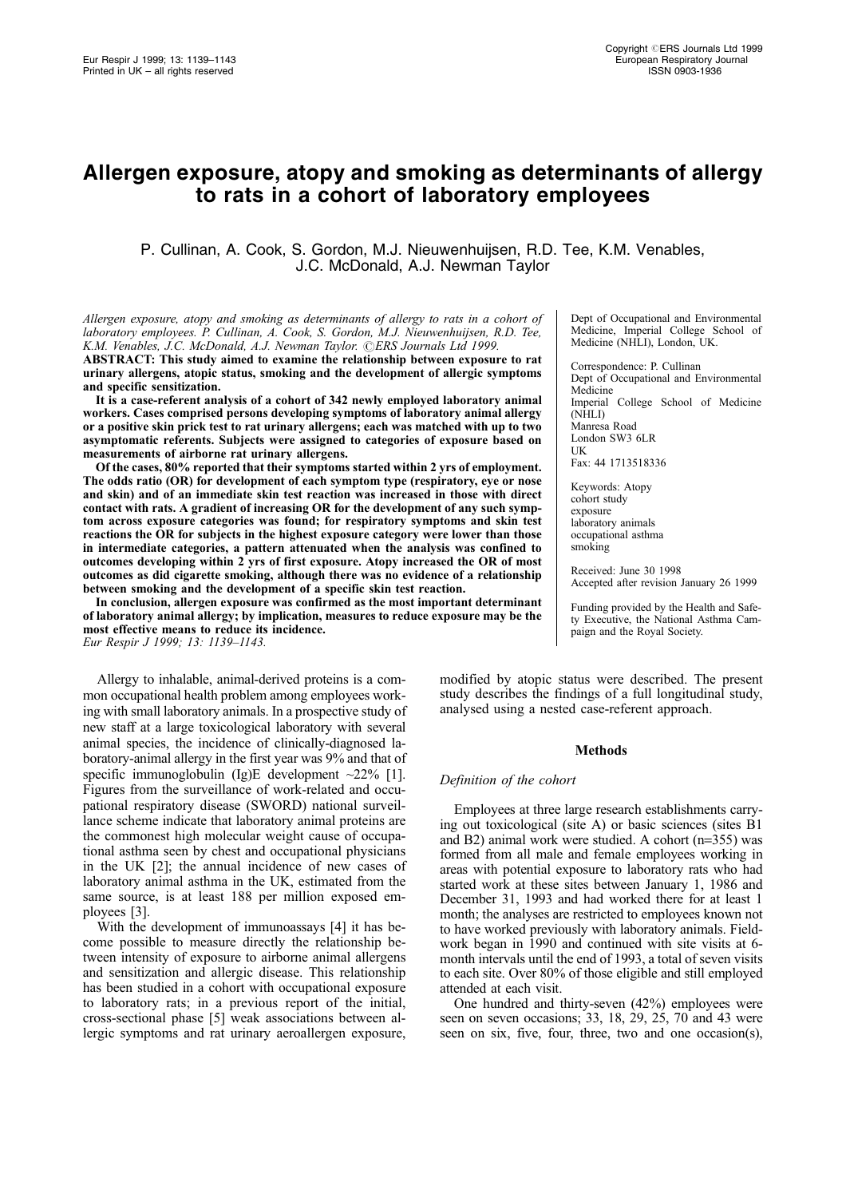# Allergen exposure, atopy and smoking as determinants of allergy to rats in a cohort of laboratory employees

P. Cullinan, A. Cook, S. Gordon, M.J. Nieuwenhuijsen, R.D. Tee, K.M. Venables, J.C. McDonald, A.J. Newman Taylor

Dept of Occupational and Environmental Medicine, Imperial College School of Medicine (NHLI), London, UK.

Correspondence: P. Cullinan
Dept of Occupational and Environmental Medicine
Imperial College School of Medicine (NHLI)
Manresa Road
London SW3 6LR
UK
Fax: 44 1713518336

Keywords: Atopy
cohort study
exposure
laboratory animals
occupational asthma
smoking

Received: June 30 1998
Accepted after revision January 26 1999

Funding provided by the Health and Safety Executive, the National Asthma Campaign and the Royal Society.

*Allergen exposure, atopy and smoking as determinants of allergy to rats in a cohort of laboratory employees. P. Cullinan, A. Cook, S. Gordon, M.J. Nieuwenhuijsen, R.D. Tee, K.M. Venables, J.C. McDonald, A.J. Newman Taylor. ©ERS Journals Ltd 1999.*

**ABSTRACT: This study aimed to examine the relationship between exposure to rat urinary allergens, atopic status, smoking and the development of allergic symptoms and specific sensitization.**

**It is a case-referent analysis of a cohort of 342 newly employed laboratory animal workers. Cases comprised persons developing symptoms of laboratory animal allergy or a positive skin prick test to rat urinary allergens; each was matched with up to two asymptomatic referents. Subjects were assigned to categories of exposure based on measurements of airborne rat urinary allergens.**

**Of the cases, 80% reported that their symptoms started within 2 yrs of employment. The odds ratio (OR) for development of each symptom type (respiratory, eye or nose and skin) and of an immediate skin test reaction was increased in those with direct contact with rats. A gradient of increasing OR for the development of any such symptom across exposure categories was found; for respiratory symptoms and skin test reactions the OR for subjects in the highest exposure category were lower than those in intermediate categories, a pattern attenuated when the analysis was confined to outcomes developing within 2 yrs of first exposure. Atopy increased the OR of most outcomes as did cigarette smoking, although there was no evidence of a relationship between smoking and the development of a specific skin test reaction.**

**In conclusion, allergen exposure was confirmed as the most important determinant of laboratory animal allergy; by implication, measures to reduce exposure may be the most effective means to reduce its incidence.**
*Eur Respir J 1999; 13: 1139–1143.*

Allergy to inhalable, animal-derived proteins is a common occupational health problem among employees working with small laboratory animals. In a prospective study of new staff at a large toxicological laboratory with several animal species, the incidence of clinically-diagnosed laboratory-animal allergy in the first year was 9% and that of specific immunoglobulin (Ig)E development ~22% [1]. Figures from the surveillance of work-related and occupational respiratory disease (SWORD) national surveillance scheme indicate that laboratory animal proteins are the commonest high molecular weight cause of occupational asthma seen by chest and occupational physicians in the UK [2]; the annual incidence of new cases of laboratory animal asthma in the UK, estimated from the same source, is at least 188 per million exposed employees [3].

With the development of immunoassays [4] it has become possible to measure directly the relationship between intensity of exposure to airborne animal allergens and sensitization and allergic disease. This relationship has been studied in a cohort with occupational exposure to laboratory rats; in a previous report of the initial, cross-sectional phase [5] weak associations between allergic symptoms and rat urinary aeroallergen exposure, modified by atopic status were described. The present study describes the findings of a full longitudinal study, analysed using a nested case-referent approach.

## Methods

### Definition of the cohort

Employees at three large research establishments carrying out toxicological (site A) or basic sciences (sites B1 and B2) animal work were studied. A cohort (n=355) was formed from all male and female employees working in areas with potential exposure to laboratory rats who had started work at these sites between January 1, 1986 and December 31, 1993 and had worked there for at least 1 month; the analyses are restricted to employees known not to have worked previously with laboratory animals. Fieldwork began in 1990 and continued with site visits at 6-month intervals until the end of 1993, a total of seven visits to each site. Over 80% of those eligible and still employed attended at each visit.

One hundred and thirty-seven (42%) employees were seen on seven occasions; 33, 18, 29, 25, 70 and 43 were seen on six, five, four, three, two and one occasion(s),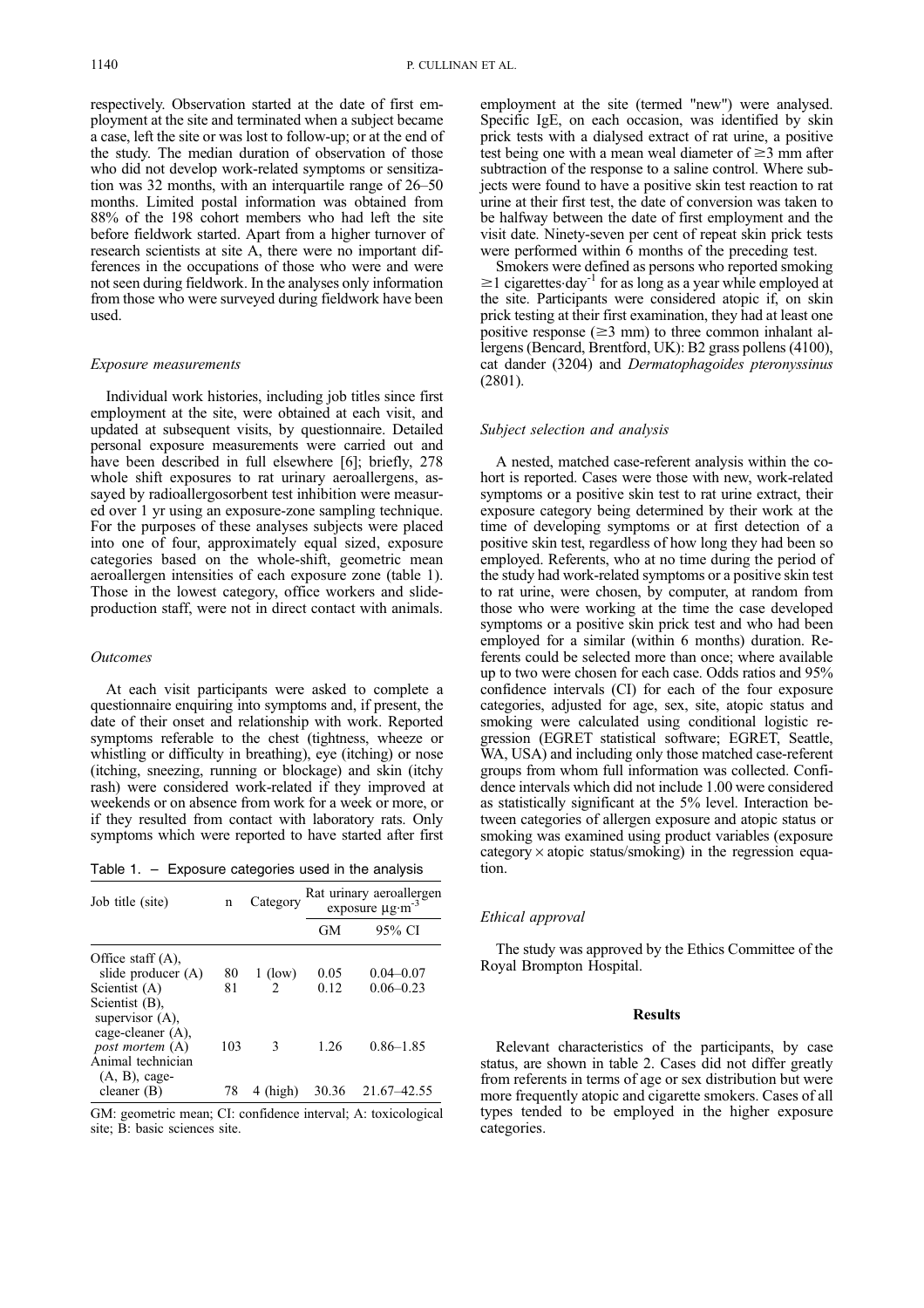respectively. Observation started at the date of first employment at the site and terminated when a subject became a case, left the site or was lost to follow-up; or at the end of the study. The median duration of observation of those who did not develop work-related symptoms or sensitization was 32 months, with an interquartile range of 26–50 months. Limited postal information was obtained from 88% of the 198 cohort members who had left the site before fieldwork started. Apart from a higher turnover of research scientists at site A, there were no important differences in the occupations of those who were and were not seen during fieldwork. In the analyses only information from those who were surveyed during fieldwork have been used.

### *Exposure measurements*

Individual work histories, including job titles since first employment at the site, were obtained at each visit, and updated at subsequent visits, by questionnaire. Detailed personal exposure measurements were carried out and have been described in full elsewhere [6]; briefly, 278 whole shift exposures to rat urinary aeroallergens, assayed by radioallergosorbent test inhibition were measured over 1 yr using an exposure-zone sampling technique. For the purposes of these analyses subjects were placed into one of four, approximately equal sized, exposure categories based on the whole-shift, geometric mean aeroallergen intensities of each exposure zone (table 1). Those in the lowest category, office workers and slide-production staff, were not in direct contact with animals.

### *Outcomes*

At each visit participants were asked to complete a questionnaire enquiring into symptoms and, if present, the date of their onset and relationship with work. Reported symptoms referable to the chest (tightness, wheeze or whistling or difficulty in breathing), eye (itching) or nose (itching, sneezing, running or blockage) and skin (itchy rash) were considered work-related if they improved at weekends or on absence from work for a week or more, or if they resulted from contact with laboratory rats. Only symptoms which were reported to have started after first employment at the site (termed "new") were analysed. Specific IgE, on each occasion, was identified by skin prick tests with a dialysed extract of rat urine, a positive test being one with a mean weal diameter of ≥3 mm after subtraction of the response to a saline control. Where subjects were found to have a positive skin test reaction to rat urine at their first test, the date of conversion was taken to be halfway between the date of first employment and the visit date. Ninety-seven per cent of repeat skin prick tests were performed within 6 months of the preceding test.

Smokers were defined as persons who reported smoking ≥1 cigarettes·day$^{-1}$ for as long as a year while employed at the site. Participants were considered atopic if, on skin prick testing at their first examination, they had at least one positive response (≥3 mm) to three common inhalant allergens (Bencard, Brentford, UK): B2 grass pollens (4100), cat dander (3204) and *Dermatophagoides pteronyssinus* (2801).

Table 1. – Exposure categories used in the analysis

| Job title (site) | n | Category | Rat urinary aeroallergen exposure µg·m$^{-3}$ GM | 95% CI |
|---|---|---|---|---|
| Office staff (A), slide producer (A) | 80 | 1 (low) | 0.05 | 0.04–0.07 |
| Scientist (A) | 81 | 2 | 0.12 | 0.06–0.23 |
| Scientist (B), supervisor (A), cage-cleaner (A), *post mortem* (A) | 103 | 3 | 1.26 | 0.86–1.85 |
| Animal technician (A, B), cage-cleaner (B) | 78 | 4 (high) | 30.36 | 21.67–42.55 |

GM: geometric mean; CI: confidence interval; A: toxicological site; B: basic sciences site.

### *Subject selection and analysis*

A nested, matched case-referent analysis within the cohort is reported. Cases were those with new, work-related symptoms or a positive skin test to rat urine extract, their exposure category being determined by their work at the time of developing symptoms or at first detection of a positive skin test, regardless of how long they had been so employed. Referents, who at no time during the period of the study had work-related symptoms or a positive skin test to rat urine, were chosen, by computer, at random from those who were working at the time the case developed symptoms or a positive skin prick test and who had been employed for a similar (within 6 months) duration. Referents could be selected more than once; where available up to two were chosen for each case. Odds ratios and 95% confidence intervals (CI) for each of the four exposure categories, adjusted for age, sex, site, atopic status and smoking were calculated using conditional logistic regression (EGRET statistical software; EGRET, Seattle, WA, USA) and including only those matched case-referent groups from whom full information was collected. Confidence intervals which did not include 1.00 were considered as statistically significant at the 5% level. Interaction between categories of allergen exposure and atopic status or smoking was examined using product variables (exposure category × atopic status/smoking) in the regression equation.

### *Ethical approval*

The study was approved by the Ethics Committee of the Royal Brompton Hospital.

## Results

Relevant characteristics of the participants, by case status, are shown in table 2. Cases did not differ greatly from referents in terms of age or sex distribution but were more frequently atopic and cigarette smokers. Cases of all types tended to be employed in the higher exposure categories.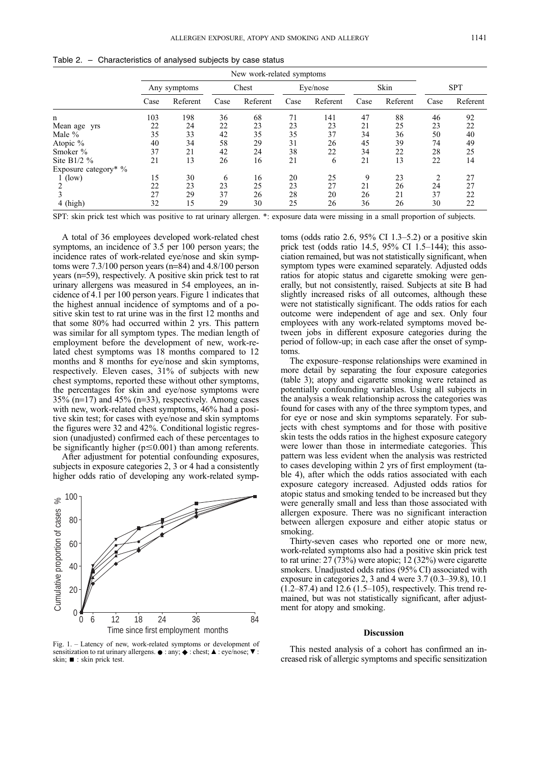Table 2. – Characteristics of analysed subjects by case status

| | New work-related symptoms | | | | | | | | | |
|---|---|---|---|---|---|---|---|---|---|---|
| | Any symptoms | | Chest | | Eye/nose | | Skin | | SPT | |
| | Case | Referent | Case | Referent | Case | Referent | Case | Referent | Case | Referent |
| n | 103 | 198 | 36 | 68 | 71 | 141 | 47 | 88 | 46 | 92 |
| Mean age yrs | 22 | 24 | 22 | 23 | 23 | 23 | 21 | 25 | 23 | 22 |
| Male % | 35 | 33 | 42 | 35 | 35 | 37 | 34 | 36 | 50 | 40 |
| Atopic % | 40 | 34 | 58 | 29 | 31 | 26 | 45 | 39 | 74 | 49 |
| Smoker % | 37 | 21 | 42 | 24 | 38 | 22 | 34 | 22 | 28 | 25 |
| Site B1/2 % | 21 | 13 | 26 | 16 | 21 | 6 | 21 | 13 | 22 | 14 |
| Exposure category* % | | | | | | | | | | |
| 1 (low) | 15 | 30 | 6 | 16 | 20 | 25 | 9 | 23 | 2 | 27 |
| 2 | 22 | 23 | 23 | 25 | 23 | 27 | 21 | 26 | 24 | 27 |
| 3 | 27 | 29 | 37 | 26 | 28 | 20 | 26 | 21 | 37 | 22 |
| 4 (high) | 32 | 15 | 29 | 30 | 25 | 26 | 36 | 26 | 30 | 22 |

SPT: skin prick test which was positive to rat urinary allergen. *: exposure data were missing in a small proportion of subjects.

A total of 36 employees developed work-related chest symptoms, an incidence of 3.5 per 100 person years; the incidence rates of work-related eye/nose and skin symptoms were 7.3/100 person years (n=84) and 4.8/100 person years (n=59), respectively. A positive skin prick test to rat urinary allergens was measured in 54 employees, an incidence of 4.1 per 100 person years. Figure 1 indicates that the highest annual incidence of symptoms and of a positive skin test to rat urine was in the first 12 months and that some 80% had occurred within 2 yrs. This pattern was similar for all symptom types. The median length of employment before the development of new, work-related chest symptoms was 18 months compared to 12 months and 8 months for eye/nose and skin symptoms, respectively. Eleven cases, 31% of subjects with new chest symptoms, reported these without other symptoms, the percentages for skin and eye/nose symptoms were 35% (n=17) and 45% (n=33), respectively. Among cases with new, work-related chest symptoms, 46% had a positive skin test; for cases with eye/nose and skin symptoms the figures were 32 and 42%. Conditional logistic regression (unadjusted) confirmed each of these percentages to be significantly higher ($p \leq 0.001$) than among referents.

After adjustment for potential confounding exposures, subjects in exposure categories 2, 3 or 4 had a consistently higher odds ratio of developing any work-related symptoms (odds ratio 2.6, 95% CI 1.3–5.2) or a positive skin prick test (odds ratio 14.5, 95% CI 1.5–144); this association remained, but was not statistically significant, when symptom types were examined separately. Adjusted odds ratios for atopic status and cigarette smoking were generally, but not consistently, raised. Subjects at site B had slightly increased risks of all outcomes, although these were not statistically significant. The odds ratios for each outcome were independent of age and sex. Only four employees with any work-related symptoms moved between jobs in different exposure categories during the period of follow-up; in each case after the onset of symptoms.

Fig. 1. – Latency of new, work-related symptoms or development of sensitization to rat urinary allergens. ●: any; ◆: chest; ▲: eye/nose; ▼: skin; ■: skin prick test.

The exposure–response relationships were examined in more detail by separating the four exposure categories (table 3); atopy and cigarette smoking were retained as potentially confounding variables. Using all subjects in the analysis a weak relationship across the categories was found for cases with any of the three symptom types, and for eye or nose and skin symptoms separately. For subjects with chest symptoms and for those with positive skin tests the odds ratios in the highest exposure category were lower than those in intermediate categories. This pattern was less evident when the analysis was restricted to cases developing within 2 yrs of first employment (table 4), after which the odds ratios associated with each exposure category increased. Adjusted odds ratios for atopic status and smoking tended to be increased but they were generally small and less than those associated with allergen exposure. There was no significant interaction between allergen exposure and either atopic status or smoking.

Thirty-seven cases who reported one or more new, work-related symptoms also had a positive skin prick test to rat urine: 27 (73%) were atopic; 12 (32%) were cigarette smokers. Unadjusted odds ratios (95% CI) associated with exposure in categories 2, 3 and 4 were 3.7 (0.3–39.8), 10.1 (1.2–87.4) and 12.6 (1.5–105), respectively. This trend remained, but was not statistically significant, after adjustment for atopy and smoking.

## Discussion

This nested analysis of a cohort has confirmed an increased risk of allergic symptoms and specific sensitization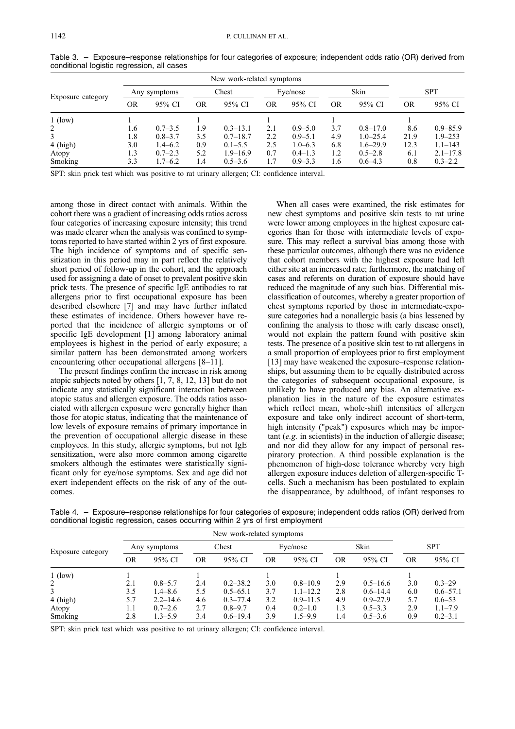Table 3. – Exposure–response relationships for four categories of exposure; independent odds ratio (OR) derived from conditional logistic regression, all cases

| Exposure category | New work-related symptoms | | | | | | | | SPT | |
|---|---|---|---|---|---|---|---|---|---|---|
| | Any symptoms | | Chest | | Eye/nose | | Skin | | | |
| | OR | 95% CI | OR | 95% CI | OR | 95% CI | OR | 95% CI | OR | 95% CI |
| 1 (low) | 1 | | 1 | | 1 | | 1 | | 1 | |
| 2 | 1.6 | 0.7–3.5 | 1.9 | 0.3–13.1 | 2.1 | 0.9–5.0 | 3.7 | 0.8–17.0 | 8.6 | 0.9–85.9 |
| 3 | 1.8 | 0.8–3.7 | 3.5 | 0.7–18.7 | 2.2 | 0.9–5.1 | 4.9 | 1.0–25.4 | 21.9 | 1.9–253 |
| 4 (high) | 3.0 | 1.4–6.2 | 0.9 | 0.1–5.5 | 2.5 | 1.0–6.3 | 6.8 | 1.6–29.9 | 12.3 | 1.1–143 |
| Atopy | 1.3 | 0.7–2.3 | 5.2 | 1.9–16.9 | 0.7 | 0.4–1.3 | 1.2 | 0.5–2.8 | 6.1 | 2.1–17.8 |
| Smoking | 3.3 | 1.7–6.2 | 1.4 | 0.5–3.6 | 1.7 | 0.9–3.3 | 1.6 | 0.6–4.3 | 0.8 | 0.3–2.2 |

SPT: skin prick test which was positive to rat urinary allergen; CI: confidence interval.

among those in direct contact with animals. Within the cohort there was a gradient of increasing odds ratios across four categories of increasing exposure intensity; this trend was made clearer when the analysis was confined to symptoms reported to have started within 2 yrs of first exposure. The high incidence of symptoms and of specific sensitization in this period may in part reflect the relatively short period of follow-up in the cohort, and the approach used for assigning a date of onset to prevalent positive skin prick tests. The presence of specific IgE antibodies to rat allergens prior to first occupational exposure has been described elsewhere [7] and may have further inflated these estimates of incidence. Others however have reported that the incidence of allergic symptoms or of specific IgE development [1] among laboratory animal employees is highest in the period of early exposure; a similar pattern has been demonstrated among workers encountering other occupational allergens [8–11].

The present findings confirm the increase in risk among atopic subjects noted by others [1, 7, 8, 12, 13] but do not indicate any statistically significant interaction between atopic status and allergen exposure. The odds ratios associated with allergen exposure were generally higher than those for atopic status, indicating that the maintenance of low levels of exposure remains of primary importance in the prevention of occupational allergic disease in these employees. In this study, allergic symptoms, but not IgE sensitization, were also more common among cigarette smokers although the estimates were statistically significant only for eye/nose symptoms. Sex and age did not exert independent effects on the risk of any of the outcomes.

When all cases were examined, the risk estimates for new chest symptoms and positive skin tests to rat urine were lower among employees in the highest exposure categories than for those with intermediate levels of exposure. This may reflect a survival bias among those with these particular outcomes, although there was no evidence that cohort members with the highest exposure had left either site at an increased rate; furthermore, the matching of cases and referents on duration of exposure should have reduced the magnitude of any such bias. Differential misclassification of outcomes, whereby a greater proportion of chest symptoms reported by those in intermediate-exposure categories had a nonallergic basis (a bias lessened by confining the analysis to those with early disease onset), would not explain the pattern found with positive skin tests. The presence of a positive skin test to rat allergens in a small proportion of employees prior to first employment [13] may have weakened the exposure–response relationships, but assuming them to be equally distributed across the categories of subsequent occupational exposure, is unlikely to have produced any bias. An alternative explanation lies in the nature of the exposure estimates which reflect mean, whole-shift intensities of allergen exposure and take only indirect account of short-term, high intensity ("peak") exposures which may be important (*e.g.* in scientists) in the induction of allergic disease; and nor did they allow for any impact of personal respiratory protection. A third possible explanation is the phenomenon of high-dose tolerance whereby very high allergen exposure induces deletion of allergen-specific T-cells. Such a mechanism has been postulated to explain the disappearance, by adulthood, of infant responses to

Table 4. – Exposure–response relationships for four categories of exposure; independent odds ratios (OR) derived from conditional logistic regression, cases occurring within 2 yrs of first employment

| Exposure category | New work-related symptoms | | | | | | | | SPT | |
|---|---|---|---|---|---|---|---|---|---|---|
| | Any symptoms | | Chest | | Eye/nose | | Skin | | | |
| | OR | 95% CI | OR | 95% CI | OR | 95% CI | OR | 95% CI | OR | 95% CI |
| 1 (low) | 1 | | 1 | | 1 | | 1 | | 1 | |
| 2 | 2.1 | 0.8–5.7 | 2.4 | 0.2–38.2 | 3.0 | 0.8–10.9 | 2.9 | 0.5–16.6 | 3.0 | 0.3–29 |
| 3 | 3.5 | 1.4–8.6 | 5.5 | 0.5–65.1 | 3.7 | 1.1–12.2 | 2.8 | 0.6–14.4 | 6.0 | 0.6–57.1 |
| 4 (high) | 5.7 | 2.2–14.6 | 4.6 | 0.3–77.4 | 3.2 | 0.9–11.5 | 4.9 | 0.9–27.9 | 5.7 | 0.6–53 |
| Atopy | 1.1 | 0.7–2.6 | 2.7 | 0.8–9.7 | 0.4 | 0.2–1.0 | 1.3 | 0.5–3.3 | 2.9 | 1.1–7.9 |
| Smoking | 2.8 | 1.3–5.9 | 3.4 | 0.6–19.4 | 3.9 | 1.5–9.9 | 1.4 | 0.5–3.6 | 0.9 | 0.2–3.1 |

SPT: skin prick test which was positive to rat urinary allergen; CI: confidence interval.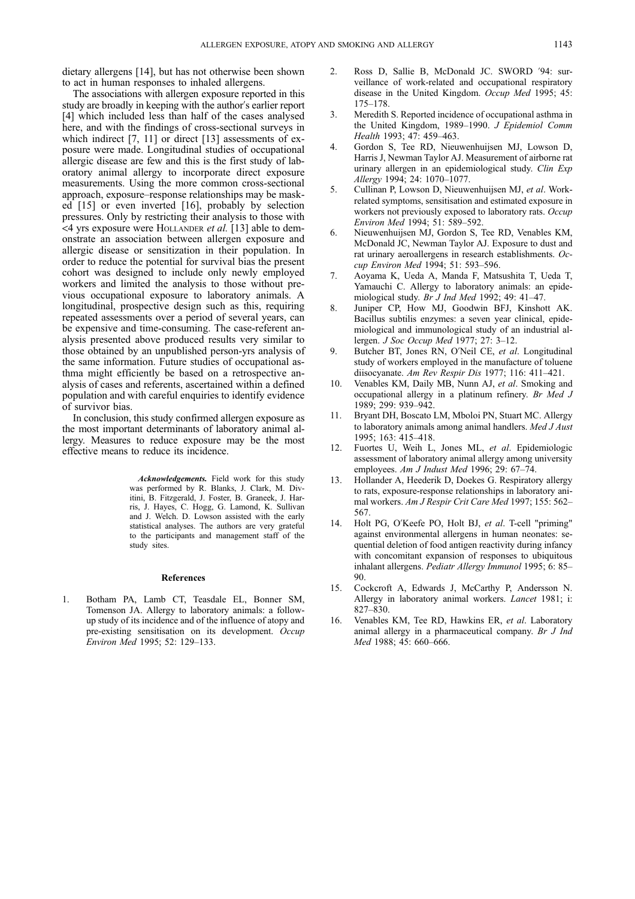dietary allergens [14], but has not otherwise been shown to act in human responses to inhaled allergens.

The associations with allergen exposure reported in this study are broadly in keeping with the author's earlier report [4] which included less than half of the cases analysed here, and with the findings of cross-sectional surveys in which indirect [7, 11] or direct [13] assessments of exposure were made. Longitudinal studies of occupational allergic disease are few and this is the first study of laboratory animal allergy to incorporate direct exposure measurements. Using the more common cross-sectional approach, exposure–response relationships may be masked [15] or even inverted [16], probably by selection pressures. Only by restricting their analysis to those with <4 yrs exposure were Hollander *et al.* [13] able to demonstrate an association between allergen exposure and allergic disease or sensitization in their population. In order to reduce the potential for survival bias the present cohort was designed to include only newly employed workers and limited the analysis to those without previous occupational exposure to laboratory animals. A longitudinal, prospective design such as this, requiring repeated assessments over a period of several years, can be expensive and time-consuming. The case-referent analysis presented above produced results very similar to those obtained by an unpublished person-yrs analysis of the same information. Future studies of occupational asthma might efficiently be based on a retrospective analysis of cases and referents, ascertained within a defined population and with careful enquiries to identify evidence of survivor bias.

In conclusion, this study confirmed allergen exposure as the most important determinants of laboratory animal allergy. Measures to reduce exposure may be the most effective means to reduce its incidence.

***Acknowledgements.*** Field work for this study was performed by R. Blanks, J. Clark, M. Divitini, B. Fitzgerald, J. Foster, B. Graneek, J. Harris, J. Hayes, C. Hogg, G. Lamond, K. Sullivan and J. Welch. D. Lowson assisted with the early statistical analyses. The authors are very grateful to the participants and management staff of the study sites.

## References

1. Botham PA, Lamb CT, Teasdale EL, Bonner SM, Tomenson JA. Allergy to laboratory animals: a follow-up study of its incidence and of the influence of atopy and pre-existing sensitisation on its development. *Occup Environ Med* 1995; 52: 129–133.
2. Ross D, Sallie B, McDonald JC. SWORD ′94: surveillance of work-related and occupational respiratory disease in the United Kingdom. *Occup Med* 1995; 45: 175–178.
3. Meredith S. Reported incidence of occupational asthma in the United Kingdom, 1989–1990. *J Epidemiol Comm Health* 1993; 47: 459–463.
4. Gordon S, Tee RD, Nieuwenhuijsen MJ, Lowson D, Harris J, Newman Taylor AJ. Measurement of airborne rat urinary allergen in an epidemiological study. *Clin Exp Allergy* 1994; 24: 1070–1077.
5. Cullinan P, Lowson D, Nieuwenhuijsen MJ, *et al*. Work-related symptoms, sensitisation and estimated exposure in workers not previously exposed to laboratory rats. *Occup Environ Med* 1994; 51: 589–592.
6. Nieuwenhuijsen MJ, Gordon S, Tee RD, Venables KM, McDonald JC, Newman Taylor AJ. Exposure to dust and rat urinary aeroallergens in research establishments. *Occup Environ Med* 1994; 51: 593–596.
7. Aoyama K, Ueda A, Manda F, Matsushita T, Ueda T, Yamauchi C. Allergy to laboratory animals: an epidemiological study. *Br J Ind Med* 1992; 49: 41–47.
8. Juniper CP, How MJ, Goodwin BFJ, Kinshott AK. Bacillus subtilis enzymes: a seven year clinical, epidemiological and immunological study of an industrial allergen. *J Soc Occup Med* 1977; 27: 3–12.
9. Butcher BT, Jones RN, O′Neil CE, *et al*. Longitudinal study of workers employed in the manufacture of toluene diisocyanate. *Am Rev Respir Dis* 1977; 116: 411–421.
10. Venables KM, Daily MB, Nunn AJ, *et al*. Smoking and occupational allergy in a platinum refinery. *Br Med J* 1989; 299: 939–942.
11. Bryant DH, Boscato LM, Mboloi PN, Stuart MC. Allergy to laboratory animals among animal handlers. *Med J Aust* 1995; 163: 415–418.
12. Fuortes U, Weih L, Jones ML, *et al*. Epidemiologic assessment of laboratory animal allergy among university employees. *Am J Indust Med* 1996; 29: 67–74.
13. Hollander A, Heederik D, Doekes G. Respiratory allergy to rats, exposure-response relationships in laboratory animal workers. *Am J Respir Crit Care Med* 1997; 155: 562–567.
14. Holt PG, O′Keefe PO, Holt BJ, *et al*. T-cell "priming" against environmental allergens in human neonates: sequential deletion of food antigen reactivity during infancy with concomitant expansion of responses to ubiquitous inhalant allergens. *Pediatr Allergy Immunol* 1995; 6: 85–90.
15. Cockcroft A, Edwards J, McCarthy P, Andersson N. Allergy in laboratory animal workers. *Lancet* 1981; i: 827–830.
16. Venables KM, Tee RD, Hawkins ER, *et al*. Laboratory animal allergy in a pharmaceutical company. *Br J Ind Med* 1988; 45: 660–666.